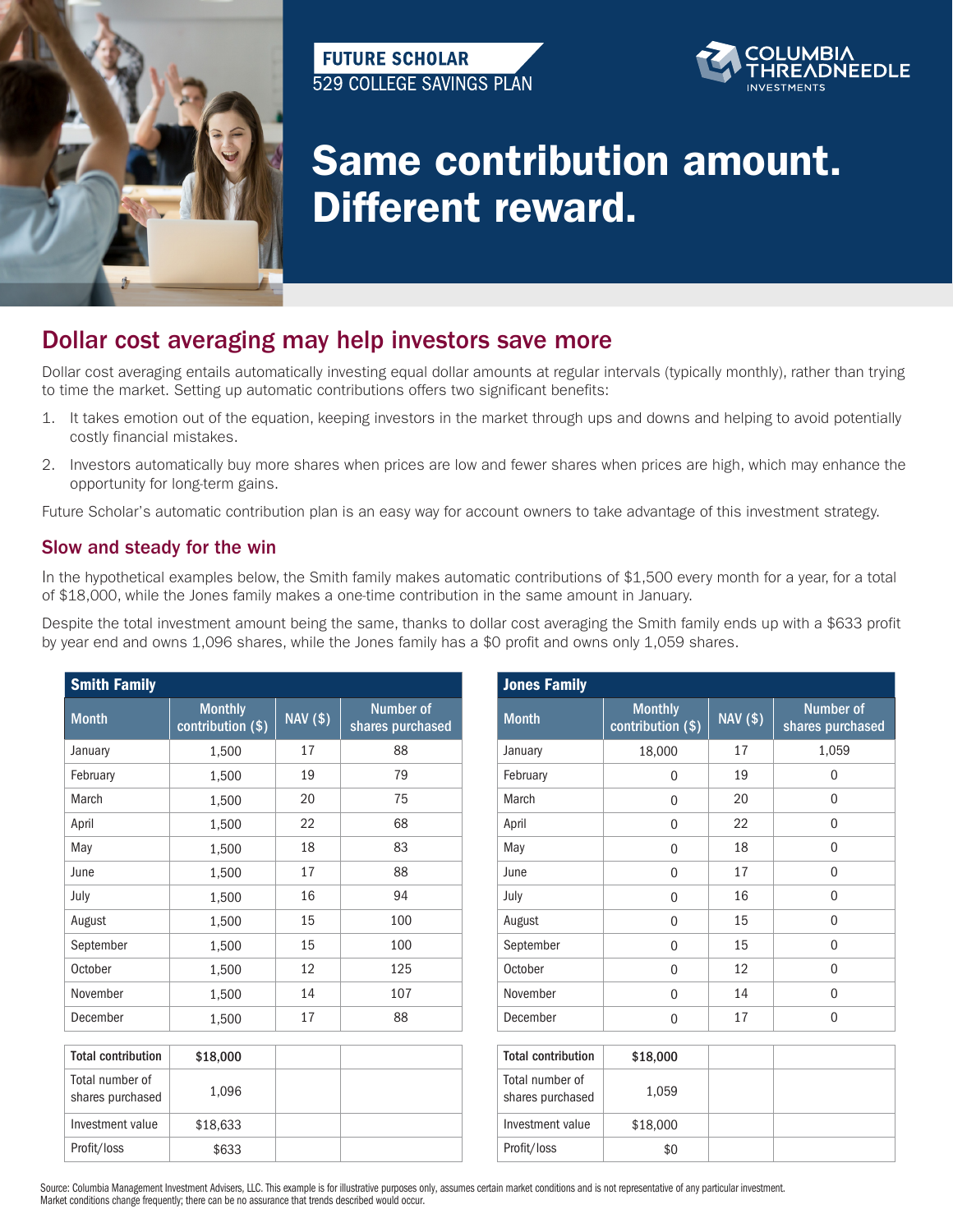FUTURE SCHOLAR
529 COLLEGE SAVINGS PLAN

COLUMBIA THREADNEEDLE INVESTMENTS

# Same contribution amount. Different reward.

## Dollar cost averaging may help investors save more

Dollar cost averaging entails automatically investing equal dollar amounts at regular intervals (typically monthly), rather than trying to time the market. Setting up automatic contributions offers two significant benefits:

1. It takes emotion out of the equation, keeping investors in the market through ups and downs and helping to avoid potentially costly financial mistakes.
2. Investors automatically buy more shares when prices are low and fewer shares when prices are high, which may enhance the opportunity for long-term gains.

Future Scholar's automatic contribution plan is an easy way for account owners to take advantage of this investment strategy.

### Slow and steady for the win

In the hypothetical examples below, the Smith family makes automatic contributions of $1,500 every month for a year, for a total of $18,000, while the Jones family makes a one-time contribution in the same amount in January.

Despite the total investment amount being the same, thanks to dollar cost averaging the Smith family ends up with a $633 profit by year end and owns 1,096 shares, while the Jones family has a $0 profit and owns only 1,059 shares.

**Smith Family**

| Month | Monthly contribution ($) | NAV ($) | Number of shares purchased |
|---|---|---|---|
| January | 1,500 | 17 | 88 |
| February | 1,500 | 19 | 79 |
| March | 1,500 | 20 | 75 |
| April | 1,500 | 22 | 68 |
| May | 1,500 | 18 | 83 |
| June | 1,500 | 17 | 88 |
| July | 1,500 | 16 | 94 |
| August | 1,500 | 15 | 100 |
| September | 1,500 | 15 | 100 |
| October | 1,500 | 12 | 125 |
| November | 1,500 | 14 | 107 |
| December | 1,500 | 17 | 88 |
| Total contribution | $18,000 | | |
| Total number of shares purchased | 1,096 | | |
| Investment value | $18,633 | | |
| Profit/loss | $633 | | |

**Jones Family**

| Month | Monthly contribution ($) | NAV ($) | Number of shares purchased |
|---|---|---|---|
| January | 18,000 | 17 | 1,059 |
| February | 0 | 19 | 0 |
| March | 0 | 20 | 0 |
| April | 0 | 22 | 0 |
| May | 0 | 18 | 0 |
| June | 0 | 17 | 0 |
| July | 0 | 16 | 0 |
| August | 0 | 15 | 0 |
| September | 0 | 15 | 0 |
| October | 0 | 12 | 0 |
| November | 0 | 14 | 0 |
| December | 0 | 17 | 0 |
| Total contribution | $18,000 | | |
| Total number of shares purchased | 1,059 | | |
| Investment value | $18,000 | | |
| Profit/loss | $0 | | |

Source: Columbia Management Investment Advisers, LLC. This example is for illustrative purposes only, assumes certain market conditions and is not representative of any particular investment. Market conditions change frequently; there can be no assurance that trends described would occur.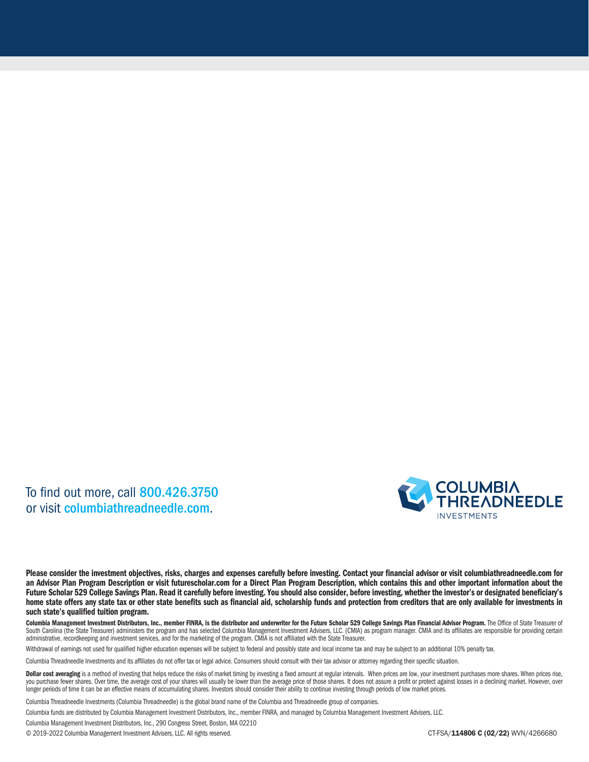To find out more, call 800.426.3750
or visit columbiathreadneedle.com.

COLUMBIA THREADNEEDLE INVESTMENTS

**Please consider the investment objectives, risks, charges and expenses carefully before investing. Contact your financial advisor or visit columbiathreadneedle.com for an Advisor Plan Program Description or visit futurescholar.com for a Direct Plan Program Description, which contains this and other important information about the Future Scholar 529 College Savings Plan. Read it carefully before investing. You should also consider, before investing, whether the investor's or designated beneficiary's home state offers any state tax or other state benefits such as financial aid, scholarship funds and protection from creditors that are only available for investments in such state's qualified tuition program.**

**Columbia Management Investment Distributors, Inc., member FINRA, is the distributor and underwriter for the Future Scholar 529 College Savings Plan Financial Advisor Program.** The Office of State Treasurer of South Carolina (the State Treasurer) administers the program and has selected Columbia Management Investment Advisers, LLC. (CMIA) as program manager. CMIA and its affiliates are responsible for providing certain administrative, recordkeeping and investment services, and for the marketing of the program. CMIA is not affiliated with the State Treasurer.

Withdrawal of earnings not used for qualified higher education expenses will be subject to federal and possibly state and local income tax and may be subject to an additional 10% penalty tax.

Columbia Threadneedle Investments and its affiliates do not offer tax or legal advice. Consumers should consult with their tax advisor or attorney regarding their specific situation.

**Dollar cost averaging** is a method of investing that helps reduce the risks of market timing by investing a fixed amount at regular intervals. When prices are low, your investment purchases more shares. When prices rise, you purchase fewer shares. Over time, the average cost of your shares will usually be lower than the average price of those shares. It does not assure a profit or protect against losses in a declining market. However, over longer periods of time it can be an effective means of accumulating shares. Investors should consider their ability to continue investing through periods of low market prices.

Columbia Threadneedle Investments (Columbia Threadneedle) is the global brand name of the Columbia and Threadneedle group of companies.

Columbia funds are distributed by Columbia Management Investment Distributors, Inc., member FINRA, and managed by Columbia Management Investment Advisers, LLC.

Columbia Management Investment Distributors, Inc., 290 Congress Street, Boston, MA 02210

© 2019-2022 Columbia Management Investment Advisers, LLC. All rights reserved.

CT-FSA/**114806 C (02/22)** WVN/4266680